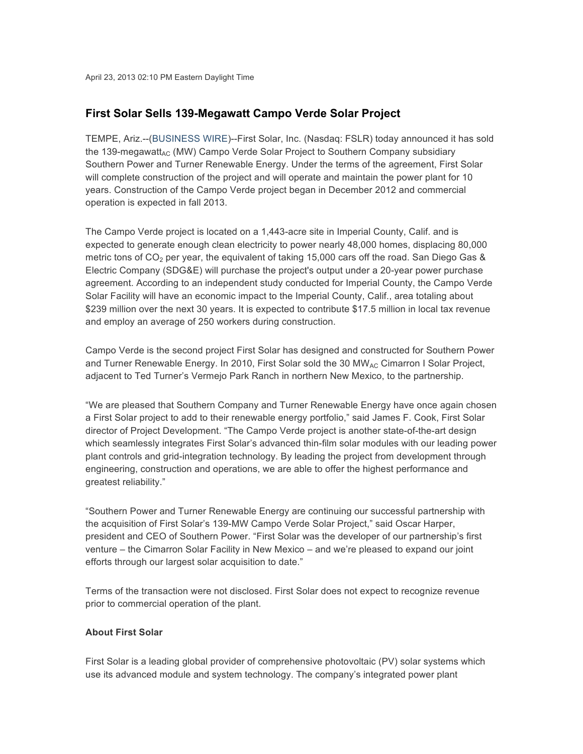April 23, 2013 02:10 PM Eastern Daylight Time

## First Solar Sells 139-Megawatt Campo Verde Solar Project

TEMPE, Ariz.--(BUSINESS WIRE)--First Solar, Inc. (Nasdaq: FSLR) today announced it has sold the 139-megawatt$_{AC}$ (MW) Campo Verde Solar Project to Southern Company subsidiary Southern Power and Turner Renewable Energy. Under the terms of the agreement, First Solar will complete construction of the project and will operate and maintain the power plant for 10 years. Construction of the Campo Verde project began in December 2012 and commercial operation is expected in fall 2013.

The Campo Verde project is located on a 1,443-acre site in Imperial County, Calif. and is expected to generate enough clean electricity to power nearly 48,000 homes, displacing 80,000 metric tons of $CO_2$ per year, the equivalent of taking 15,000 cars off the road. San Diego Gas & Electric Company (SDG&E) will purchase the project's output under a 20-year power purchase agreement. According to an independent study conducted for Imperial County, the Campo Verde Solar Facility will have an economic impact to the Imperial County, Calif., area totaling about $239 million over the next 30 years. It is expected to contribute $17.5 million in local tax revenue and employ an average of 250 workers during construction.

Campo Verde is the second project First Solar has designed and constructed for Southern Power and Turner Renewable Energy. In 2010, First Solar sold the 30 MW$_{AC}$ Cimarron I Solar Project, adjacent to Ted Turner's Vermejo Park Ranch in northern New Mexico, to the partnership.

"We are pleased that Southern Company and Turner Renewable Energy have once again chosen a First Solar project to add to their renewable energy portfolio," said James F. Cook, First Solar director of Project Development. "The Campo Verde project is another state-of-the-art design which seamlessly integrates First Solar's advanced thin-film solar modules with our leading power plant controls and grid-integration technology. By leading the project from development through engineering, construction and operations, we are able to offer the highest performance and greatest reliability."

"Southern Power and Turner Renewable Energy are continuing our successful partnership with the acquisition of First Solar's 139-MW Campo Verde Solar Project," said Oscar Harper, president and CEO of Southern Power. "First Solar was the developer of our partnership's first venture – the Cimarron Solar Facility in New Mexico – and we're pleased to expand our joint efforts through our largest solar acquisition to date."

Terms of the transaction were not disclosed. First Solar does not expect to recognize revenue prior to commercial operation of the plant.

**About First Solar**

First Solar is a leading global provider of comprehensive photovoltaic (PV) solar systems which use its advanced module and system technology. The company's integrated power plant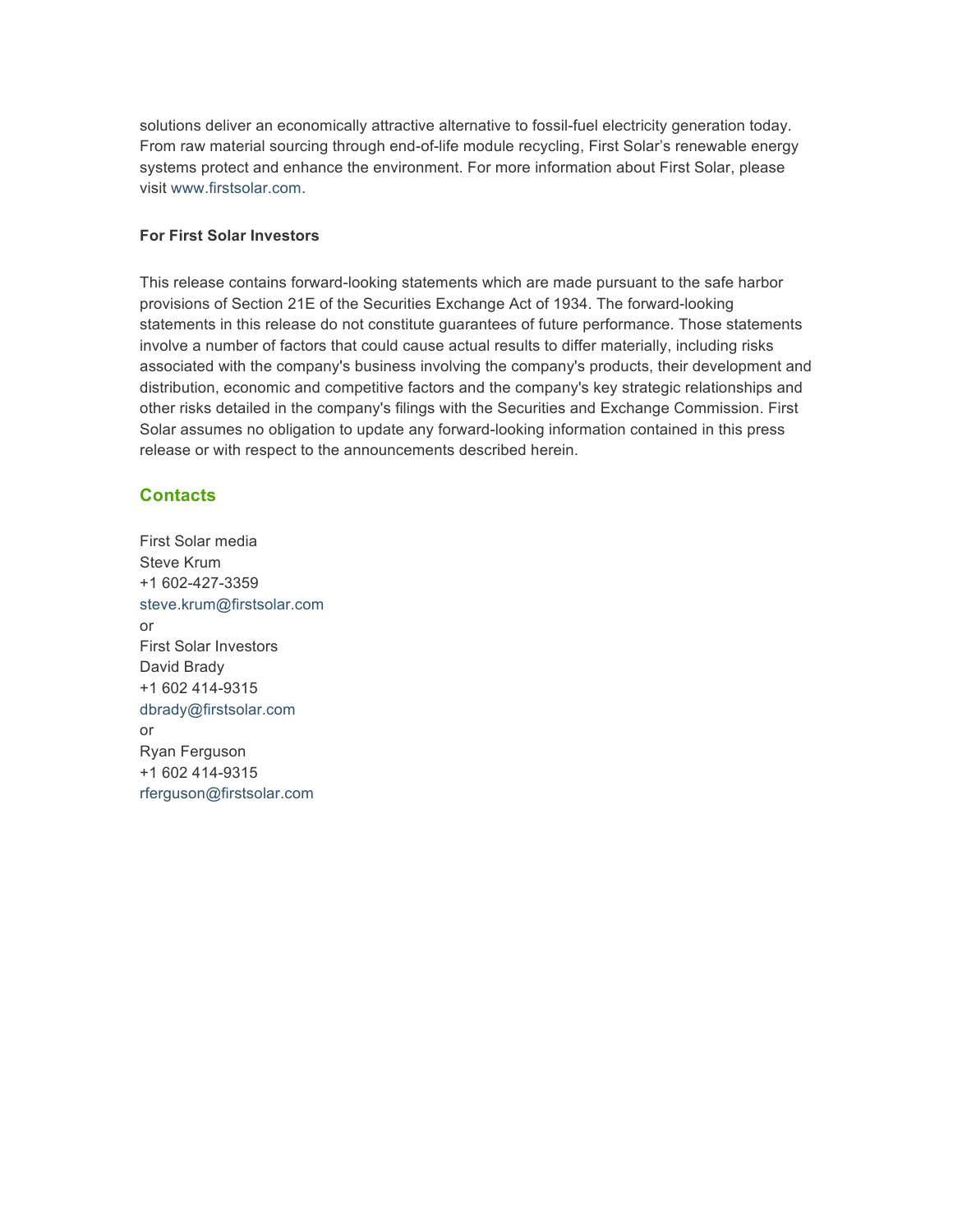solutions deliver an economically attractive alternative to fossil-fuel electricity generation today. From raw material sourcing through end-of-life module recycling, First Solar's renewable energy systems protect and enhance the environment. For more information about First Solar, please visit www.firstsolar.com.

**For First Solar Investors**

This release contains forward-looking statements which are made pursuant to the safe harbor provisions of Section 21E of the Securities Exchange Act of 1934. The forward-looking statements in this release do not constitute guarantees of future performance. Those statements involve a number of factors that could cause actual results to differ materially, including risks associated with the company's business involving the company's products, their development and distribution, economic and competitive factors and the company's key strategic relationships and other risks detailed in the company's filings with the Securities and Exchange Commission. First Solar assumes no obligation to update any forward-looking information contained in this press release or with respect to the announcements described herein.

## Contacts

First Solar media
Steve Krum
+1 602-427-3359
steve.krum@firstsolar.com
or
First Solar Investors
David Brady
+1 602 414-9315
dbrady@firstsolar.com
or
Ryan Ferguson
+1 602 414-9315
rferguson@firstsolar.com